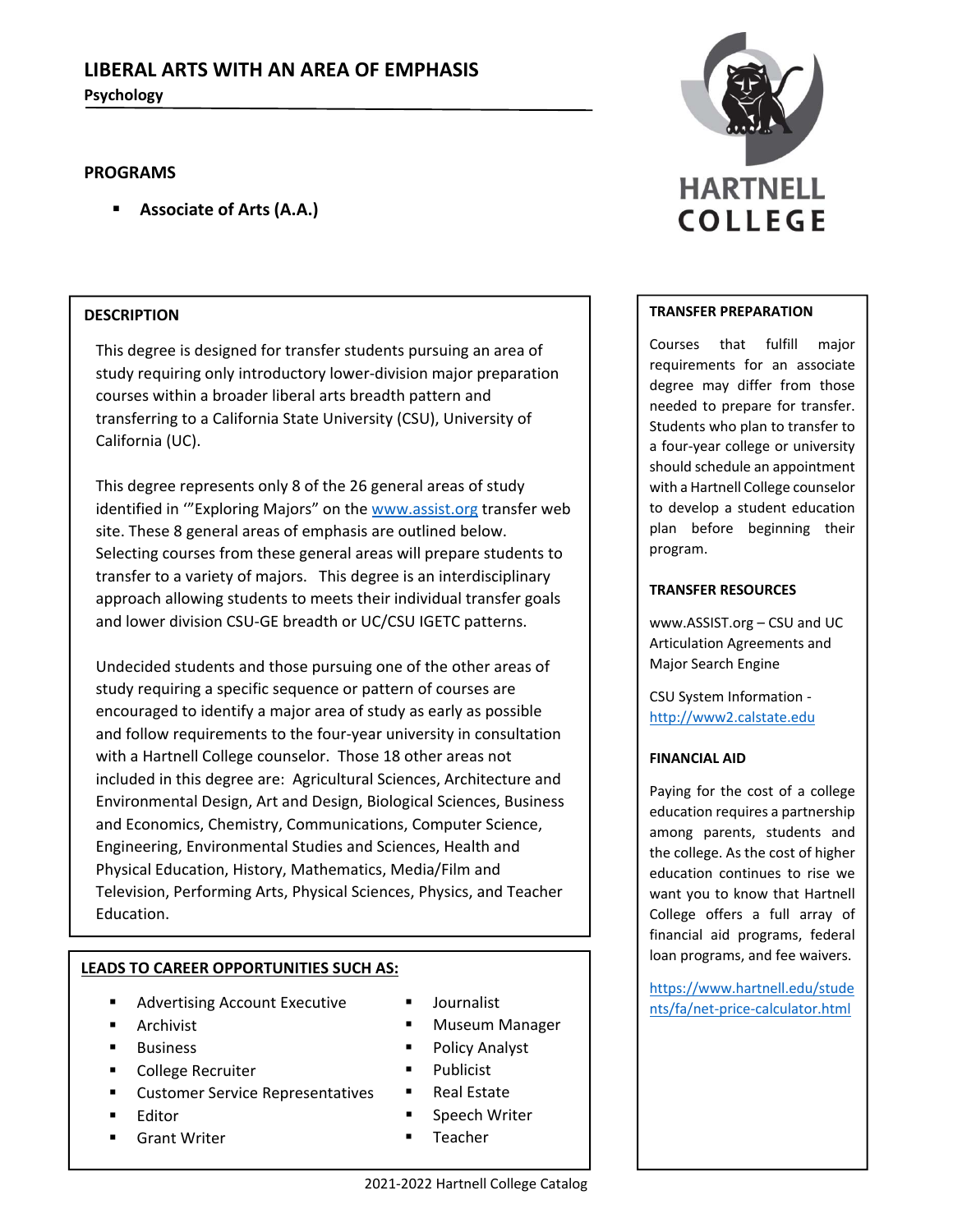# LIBERAL ARTS WITH AN AREA OF EMPHASIS

**Psychology**

## PROGRAMS

- **Associate of Arts (A.A.)**

HARTNELL COLLEGE

## DESCRIPTION

This degree is designed for transfer students pursuing an area of study requiring only introductory lower-division major preparation courses within a broader liberal arts breadth pattern and transferring to a California State University (CSU), University of California (UC).

This degree represents only 8 of the 26 general areas of study identified in '"Exploring Majors" on the www.assist.org transfer web site. These 8 general areas of emphasis are outlined below. Selecting courses from these general areas will prepare students to transfer to a variety of majors. This degree is an interdisciplinary approach allowing students to meets their individual transfer goals and lower division CSU-GE breadth or UC/CSU IGETC patterns.

Undecided students and those pursuing one of the other areas of study requiring a specific sequence or pattern of courses are encouraged to identify a major area of study as early as possible and follow requirements to the four-year university in consultation with a Hartnell College counselor. Those 18 other areas not included in this degree are: Agricultural Sciences, Architecture and Environmental Design, Art and Design, Biological Sciences, Business and Economics, Chemistry, Communications, Computer Science, Engineering, Environmental Studies and Sciences, Health and Physical Education, History, Mathematics, Media/Film and Television, Performing Arts, Physical Sciences, Physics, and Teacher Education.

## LEADS TO CAREER OPPORTUNITIES SUCH AS:

- Advertising Account Executive
- Archivist
- Business
- College Recruiter
- Customer Service Representatives
- Editor
- Grant Writer
- Journalist
- Museum Manager
- Policy Analyst
- Publicist
- Real Estate
- Speech Writer
- Teacher

## TRANSFER PREPARATION

Courses that fulfill major requirements for an associate degree may differ from those needed to prepare for transfer. Students who plan to transfer to a four-year college or university should schedule an appointment with a Hartnell College counselor to develop a student education plan before beginning their program.

## TRANSFER RESOURCES

www.ASSIST.org – CSU and UC Articulation Agreements and Major Search Engine

CSU System Information - http://www2.calstate.edu

## FINANCIAL AID

Paying for the cost of a college education requires a partnership among parents, students and the college. As the cost of higher education continues to rise we want you to know that Hartnell College offers a full array of financial aid programs, federal loan programs, and fee waivers.

https://www.hartnell.edu/students/fa/net-price-calculator.html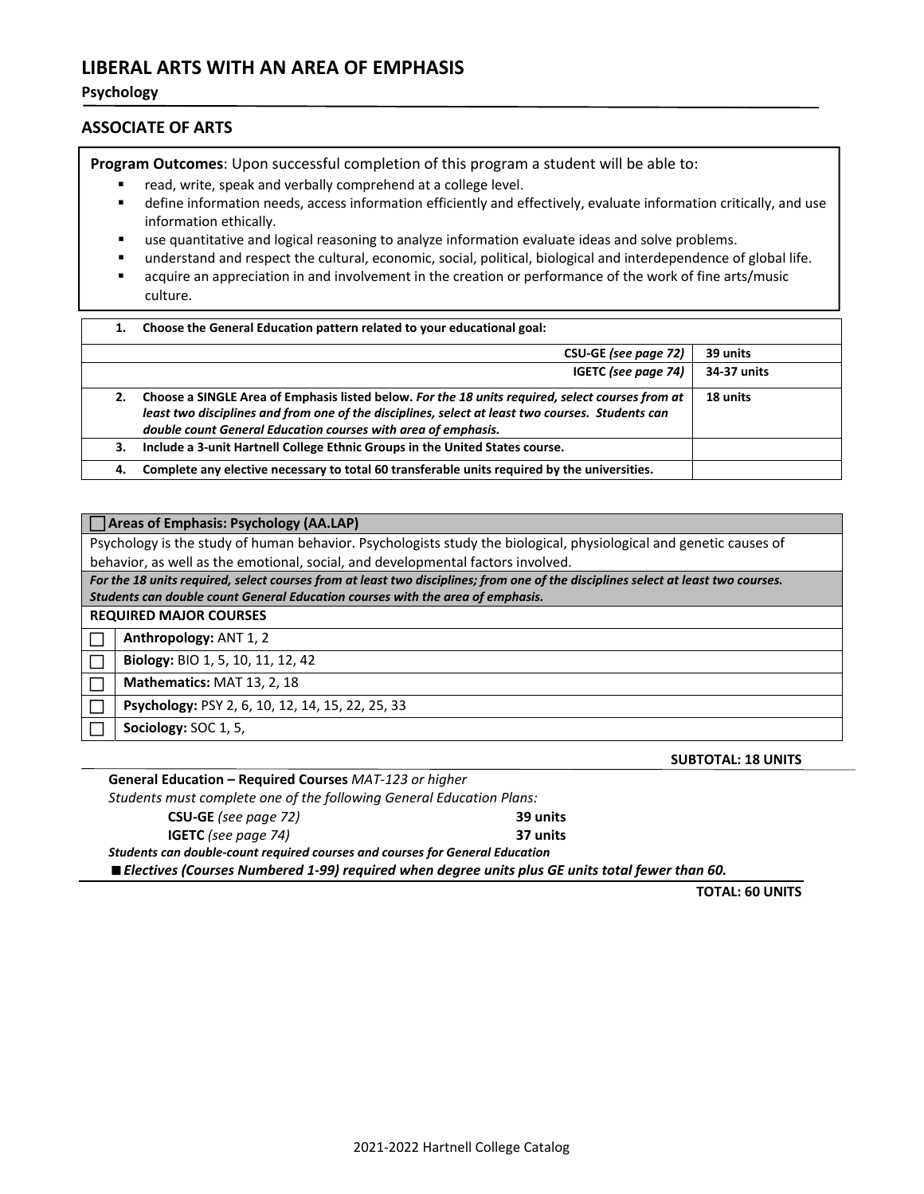# LIBERAL ARTS WITH AN AREA OF EMPHASIS

**Psychology**

## ASSOCIATE OF ARTS

**Program Outcomes**: Upon successful completion of this program a student will be able to:

- read, write, speak and verbally comprehend at a college level.
- define information needs, access information efficiently and effectively, evaluate information critically, and use information ethically.
- use quantitative and logical reasoning to analyze information evaluate ideas and solve problems.
- understand and respect the cultural, economic, social, political, biological and interdependence of global life.
- acquire an appreciation in and involvement in the creation or performance of the work of fine arts/music culture.

| | | |
|---|---|---|
| **1.** | **Choose the General Education pattern related to your educational goal:** | |
| | **CSU-GE** ***(see page 72)*** | **39 units** |
| | **IGETC** ***(see page 74)*** | **34-37 units** |
| **2.** | **Choose a SINGLE Area of Emphasis listed below.** ***For the 18 units required, select courses from at least two disciplines and from one of the disciplines, select at least two courses. Students can double count General Education courses with area of emphasis.*** | **18 units** |
| **3.** | **Include a 3-unit Hartnell College Ethnic Groups in the United States course.** | |
| **4.** | **Complete any elective necessary to total 60 transferable units required by the universities.** | |

| | |
|---|---|
| ☐ **Areas of Emphasis: Psychology (AA.LAP)** | |
| Psychology is the study of human behavior. Psychologists study the biological, physiological and genetic causes of behavior, as well as the emotional, social, and developmental factors involved. | |
| ***For the 18 units required, select courses from at least two disciplines; from one of the disciplines select at least two courses. Students can double count General Education courses with the area of emphasis.*** | |
| **REQUIRED MAJOR COURSES** | |
| ☐ | **Anthropology:** ANT 1, 2 |
| ☐ | **Biology:** BIO 1, 5, 10, 11, 12, 42 |
| ☐ | **Mathematics:** MAT 13, 2, 18 |
| ☐ | **Psychology:** PSY 2, 6, 10, 12, 14, 15, 22, 25, 33 |
| ☐ | **Sociology:** SOC 1, 5, |

**SUBTOTAL: 18 UNITS**

**General Education – Required Courses** *MAT-123 or higher*

*Students must complete one of the following General Education Plans:*

**CSU-GE** *(see page 72)* **39 units**

**IGETC** *(see page 74)* **37 units**

***Students can double-count required courses and courses for General Education***

■ ***Electives (Courses Numbered 1-99) required when degree units plus GE units total fewer than 60.***

**TOTAL: 60 UNITS**